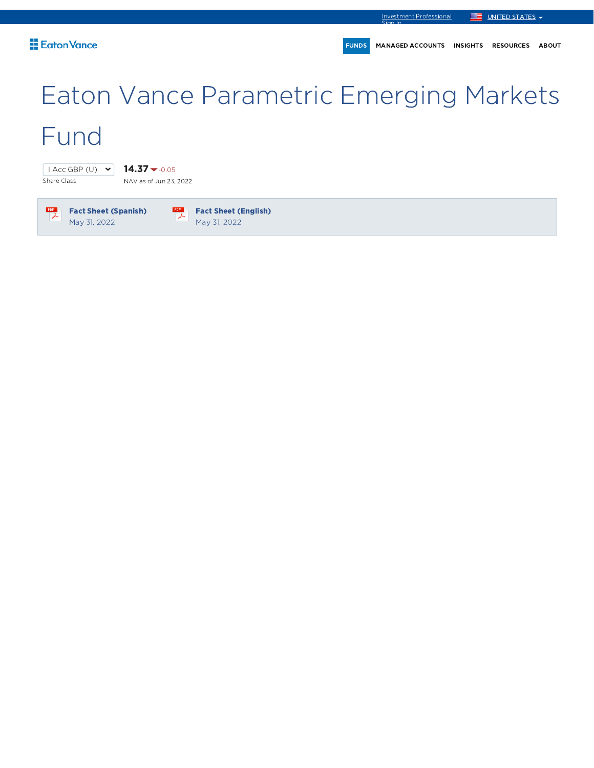Investment Professional Sign In

UNITED STATES

Eaton Vance

FUNDS MANAGED ACCOUNTS INSIGHTS RESOURCES ABOUT

# Eaton Vance Parametric Emerging Markets Fund

I Acc GBP (U)
Share Class

**14.37** -0.05
NAV as of Jun 23, 2022

**Fact Sheet (Spanish)**
May 31, 2022

**Fact Sheet (English)**
May 31, 2022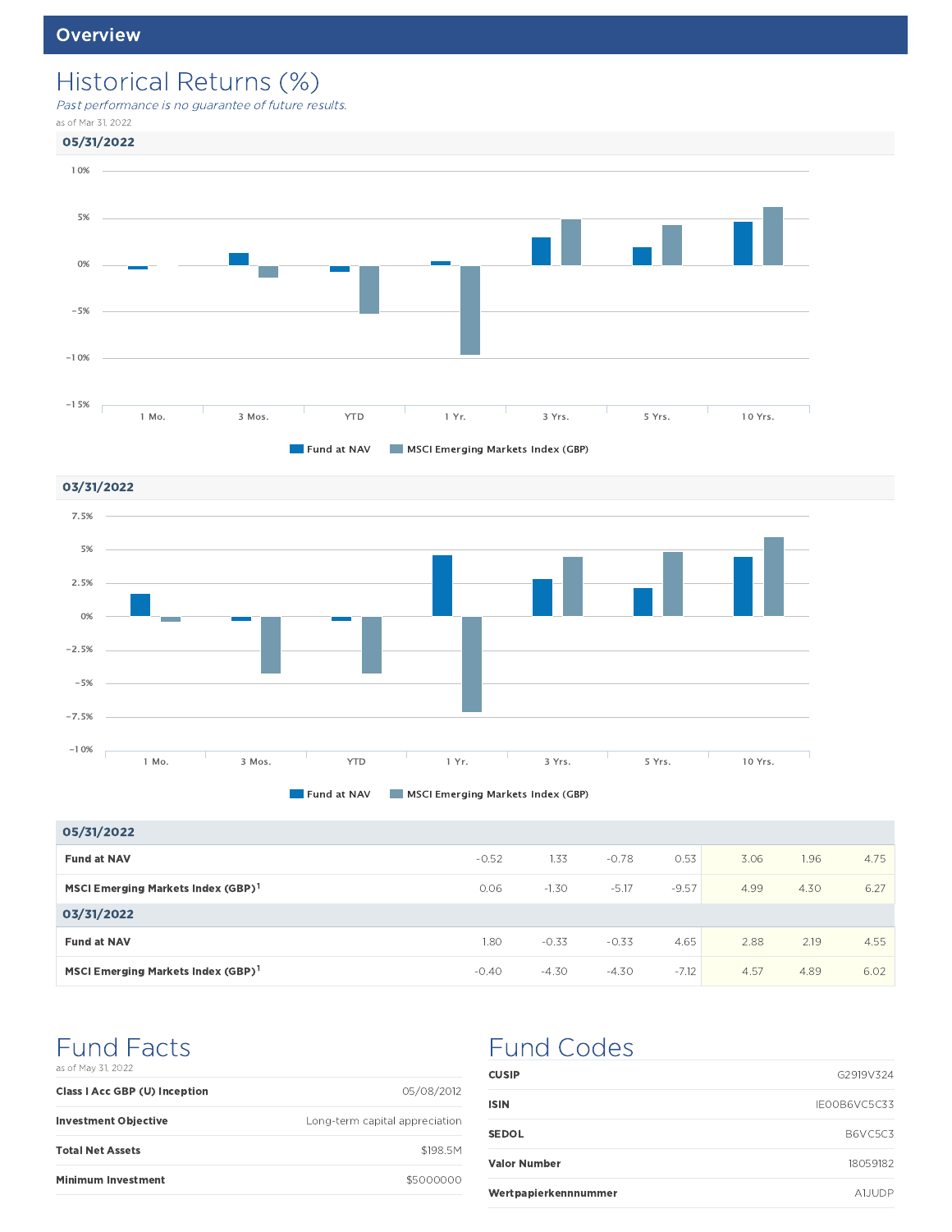## Overview

# Historical Returns (%)

*Past performance is no guarantee of future results.*

as of Mar 31, 2022

### 05/31/2022

Fund at NAV | MSCI Emerging Markets Index (GBP)

### 03/31/2022

Fund at NAV | MSCI Emerging Markets Index (GBP)

| | 1 Mo. | 3 Mos. | YTD | 1 Yr. | 3 Yrs. | 5 Yrs. | 10 Yrs. |
|---|---|---|---|---|---|---|---|
| **05/31/2022** | | | | | | | |
| **Fund at NAV** | -0.52 | 1.33 | -0.78 | 0.53 | 3.06 | 1.96 | 4.75 |
| **MSCI Emerging Markets Index (GBP)**[1] | 0.06 | -1.30 | -5.17 | -9.57 | 4.99 | 4.30 | 6.27 |
| **03/31/2022** | | | | | | | |
| **Fund at NAV** | 1.80 | -0.33 | -0.33 | 4.65 | 2.88 | 2.19 | 4.55 |
| **MSCI Emerging Markets Index (GBP)**[1] | -0.40 | -4.30 | -4.30 | -7.12 | 4.57 | 4.89 | 6.02 |

# Fund Facts

as of May 31, 2022

| | |
|---|---|
| **Class I Acc GBP (U) Inception** | 05/08/2012 |
| **Investment Objective** | Long-term capital appreciation |
| **Total Net Assets** | $198.5M |
| **Minimum Investment** | $5000000 |

# Fund Codes

| | |
|---|---|
| **CUSIP** | G2919V324 |
| **ISIN** | IE00B6VC5C33 |
| **SEDOL** | B6VC5C3 |
| **Valor Number** | 18059182 |
| **Wertpapierkennnummer** | A1JUDP |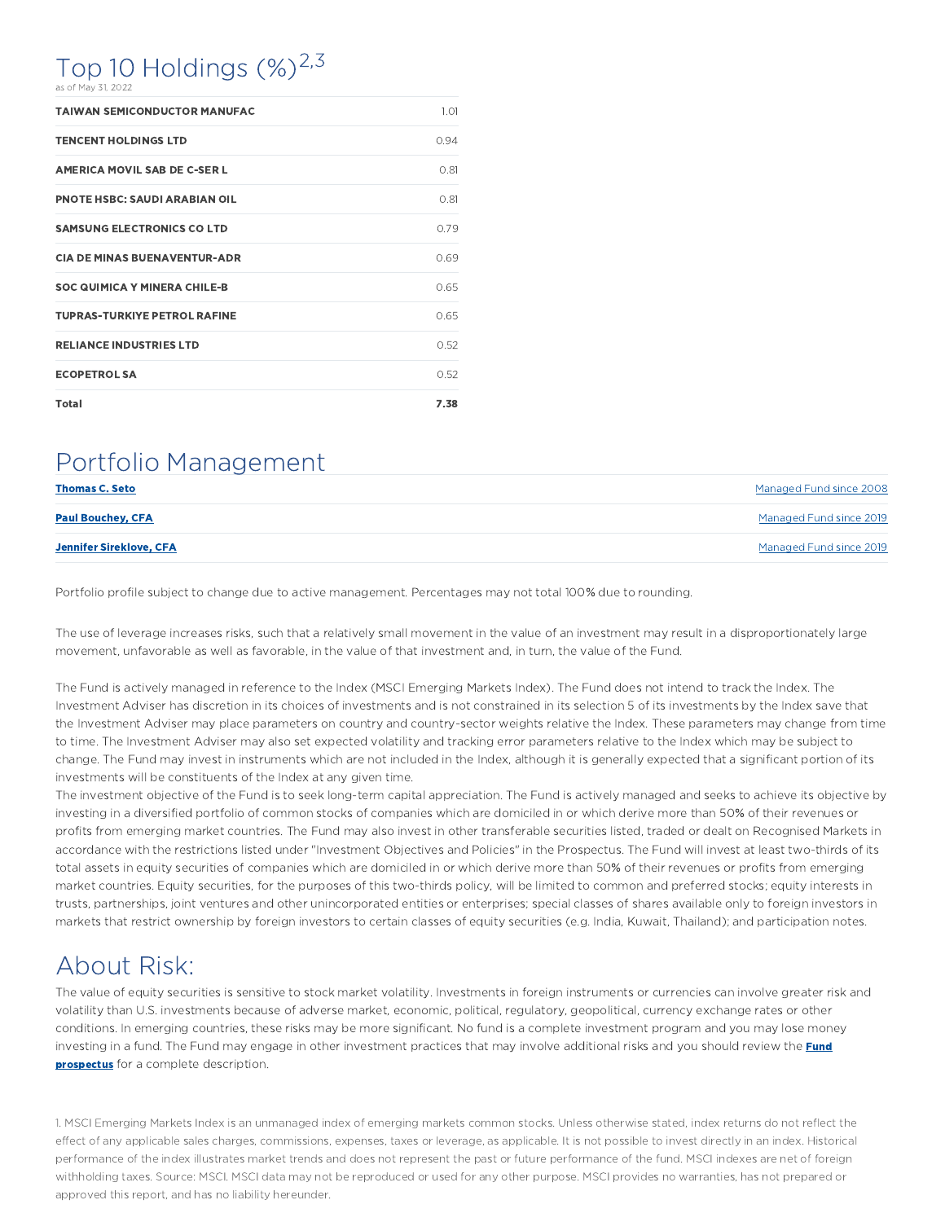## Top 10 Holdings (%)[2,3]

as of May 31, 2022

| | |
|---|---|
| **TAIWAN SEMICONDUCTOR MANUFAC** | 1.01 |
| **TENCENT HOLDINGS LTD** | 0.94 |
| **AMERICA MOVIL SAB DE C-SER L** | 0.81 |
| **PNOTE HSBC: SAUDI ARABIAN OIL** | 0.81 |
| **SAMSUNG ELECTRONICS CO LTD** | 0.79 |
| **CIA DE MINAS BUENAVENTUR-ADR** | 0.69 |
| **SOC QUIMICA Y MINERA CHILE-B** | 0.65 |
| **TUPRAS-TURKIYE PETROL RAFINE** | 0.65 |
| **RELIANCE INDUSTRIES LTD** | 0.52 |
| **ECOPETROL SA** | 0.52 |
| **Total** | **7.38** |

## Portfolio Management

| | |
|---|---|
| **Thomas C. Seto** | Managed Fund since 2008 |
| **Paul Bouchey, CFA** | Managed Fund since 2019 |
| **Jennifer Sireklove, CFA** | Managed Fund since 2019 |

Portfolio profile subject to change due to active management. Percentages may not total 100% due to rounding.

The use of leverage increases risks, such that a relatively small movement in the value of an investment may result in a disproportionately large movement, unfavorable as well as favorable, in the value of that investment and, in turn, the value of the Fund.

The Fund is actively managed in reference to the Index (MSCI Emerging Markets Index). The Fund does not intend to track the Index. The Investment Adviser has discretion in its choices of investments and is not constrained in its selection 5 of its investments by the Index save that the Investment Adviser may place parameters on country and country-sector weights relative the Index. These parameters may change from time to time. The Investment Adviser may also set expected volatility and tracking error parameters relative to the Index which may be subject to change. The Fund may invest in instruments which are not included in the Index, although it is generally expected that a significant portion of its investments will be constituents of the Index at any given time.
The investment objective of the Fund is to seek long-term capital appreciation. The Fund is actively managed and seeks to achieve its objective by investing in a diversified portfolio of common stocks of companies which are domiciled in or which derive more than 50% of their revenues or profits from emerging market countries. The Fund may also invest in other transferable securities listed, traded or dealt on Recognised Markets in accordance with the restrictions listed under "Investment Objectives and Policies" in the Prospectus. The Fund will invest at least two-thirds of its total assets in equity securities of companies which are domiciled in or which derive more than 50% of their revenues or profits from emerging market countries. Equity securities, for the purposes of this two-thirds policy, will be limited to common and preferred stocks; equity interests in trusts, partnerships, joint ventures and other unincorporated entities or enterprises; special classes of shares available only to foreign investors in markets that restrict ownership by foreign investors to certain classes of equity securities (e.g. India, Kuwait, Thailand); and participation notes.

## About Risk:

The value of equity securities is sensitive to stock market volatility. Investments in foreign instruments or currencies can involve greater risk and volatility than U.S. investments because of adverse market, economic, political, regulatory, geopolitical, currency exchange rates or other conditions. In emerging countries, these risks may be more significant. No fund is a complete investment program and you may lose money investing in a fund. The Fund may engage in other investment practices that may involve additional risks and you should review the **Fund prospectus** for a complete description.

1. MSCI Emerging Markets Index is an unmanaged index of emerging markets common stocks. Unless otherwise stated, index returns do not reflect the effect of any applicable sales charges, commissions, expenses, taxes or leverage, as applicable. It is not possible to invest directly in an index. Historical performance of the index illustrates market trends and does not represent the past or future performance of the fund. MSCI indexes are net of foreign withholding taxes. Source: MSCI. MSCI data may not be reproduced or used for any other purpose. MSCI provides no warranties, has not prepared or approved this report, and has no liability hereunder.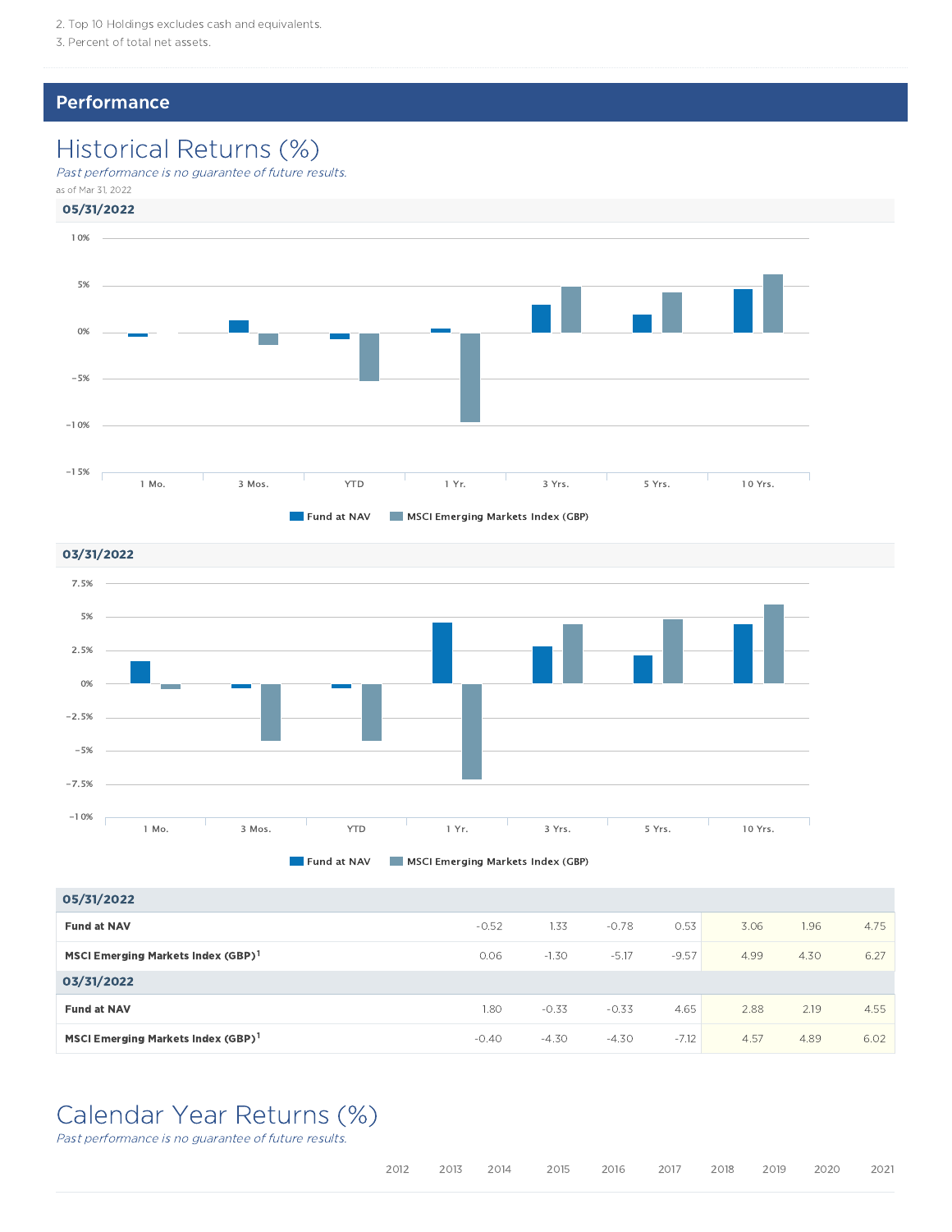2. Top 10 Holdings excludes cash and equivalents.
3. Percent of total net assets.

## Performance

# Historical Returns (%)

*Past performance is no guarantee of future results.*

as of Mar 31, 2022

**05/31/2022**

**03/31/2022**

| | 1 Mo. | 3 Mos. | YTD | 1 Yr. | 3 Yrs. | 5 Yrs. | 10 Yrs. |
|---|---|---|---|---|---|---|---|
| **05/31/2022** | | | | | | | |
| **Fund at NAV** | -0.52 | 1.33 | -0.78 | 0.53 | 3.06 | 1.96 | 4.75 |
| **MSCI Emerging Markets Index (GBP)**[1] | 0.06 | -1.30 | -5.17 | -9.57 | 4.99 | 4.30 | 6.27 |
| **03/31/2022** | | | | | | | |
| **Fund at NAV** | 1.80 | -0.33 | -0.33 | 4.65 | 2.88 | 2.19 | 4.55 |
| **MSCI Emerging Markets Index (GBP)**[1] | -0.40 | -4.30 | -4.30 | -7.12 | 4.57 | 4.89 | 6.02 |

# Calendar Year Returns (%)

*Past performance is no guarantee of future results.*

| 2012 | 2013 | 2014 | 2015 | 2016 | 2017 | 2018 | 2019 | 2020 | 2021 |
|---|---|---|---|---|---|---|---|---|---|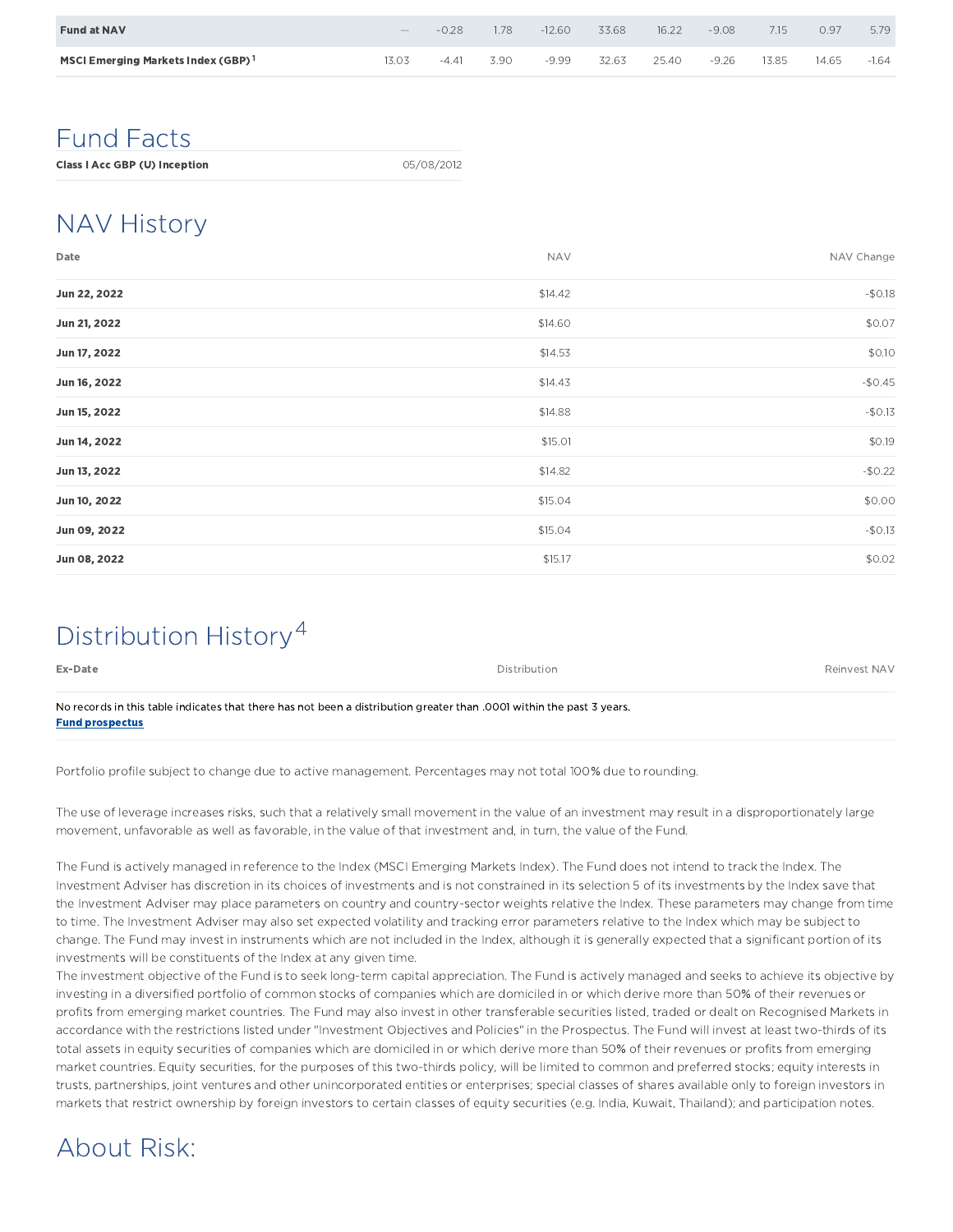| | | | | | | | | | | |
|---|---|---|---|---|---|---|---|---|---|---|
| **Fund at NAV** | — | -0.28 | 1.78 | -12.60 | 33.68 | 16.22 | -9.08 | 7.15 | 0.97 | 5.79 |
| **MSCI Emerging Markets Index (GBP)** [1] | 13.03 | -4.41 | 3.90 | -9.99 | 32.63 | 25.40 | -9.26 | 13.85 | 14.65 | -1.64 |

# Fund Facts

| | |
|---|---|
| **Class I Acc GBP (U) Inception** | 05/08/2012 |

# NAV History

| Date | NAV | NAV Change |
|---|---|---|
| **Jun 22, 2022** | $14.42 | -$0.18 |
| **Jun 21, 2022** | $14.60 | $0.07 |
| **Jun 17, 2022** | $14.53 | $0.10 |
| **Jun 16, 2022** | $14.43 | -$0.45 |
| **Jun 15, 2022** | $14.88 | -$0.13 |
| **Jun 14, 2022** | $15.01 | $0.19 |
| **Jun 13, 2022** | $14.82 | -$0.22 |
| **Jun 10, 2022** | $15.04 | $0.00 |
| **Jun 09, 2022** | $15.04 | -$0.13 |
| **Jun 08, 2022** | $15.17 | $0.02 |

# Distribution History[4]

| Ex-Date | Distribution | Reinvest NAV |
|---|---|---|

No records in this table indicates that there has not been a distribution greater than .0001 within the past 3 years.
**Fund prospectus**

Portfolio profile subject to change due to active management. Percentages may not total 100% due to rounding.

The use of leverage increases risks, such that a relatively small movement in the value of an investment may result in a disproportionately large movement, unfavorable as well as favorable, in the value of that investment and, in turn, the value of the Fund.

The Fund is actively managed in reference to the Index (MSCI Emerging Markets Index). The Fund does not intend to track the Index. The Investment Adviser has discretion in its choices of investments and is not constrained in its selection 5 of its investments by the Index save that the Investment Adviser may place parameters on country and country-sector weights relative the Index. These parameters may change from time to time. The Investment Adviser may also set expected volatility and tracking error parameters relative to the Index which may be subject to change. The Fund may invest in instruments which are not included in the Index, although it is generally expected that a significant portion of its investments will be constituents of the Index at any given time.
The investment objective of the Fund is to seek long-term capital appreciation. The Fund is actively managed and seeks to achieve its objective by investing in a diversified portfolio of common stocks of companies which are domiciled in or which derive more than 50% of their revenues or profits from emerging market countries. The Fund may also invest in other transferable securities listed, traded or dealt on Recognised Markets in accordance with the restrictions listed under "Investment Objectives and Policies" in the Prospectus. The Fund will invest at least two-thirds of its total assets in equity securities of companies which are domiciled in or which derive more than 50% of their revenues or profits from emerging market countries. Equity securities, for the purposes of this two-thirds policy, will be limited to common and preferred stocks; equity interests in trusts, partnerships, joint ventures and other unincorporated entities or enterprises; special classes of shares available only to foreign investors in markets that restrict ownership by foreign investors to certain classes of equity securities (e.g. India, Kuwait, Thailand); and participation notes.

# About Risk: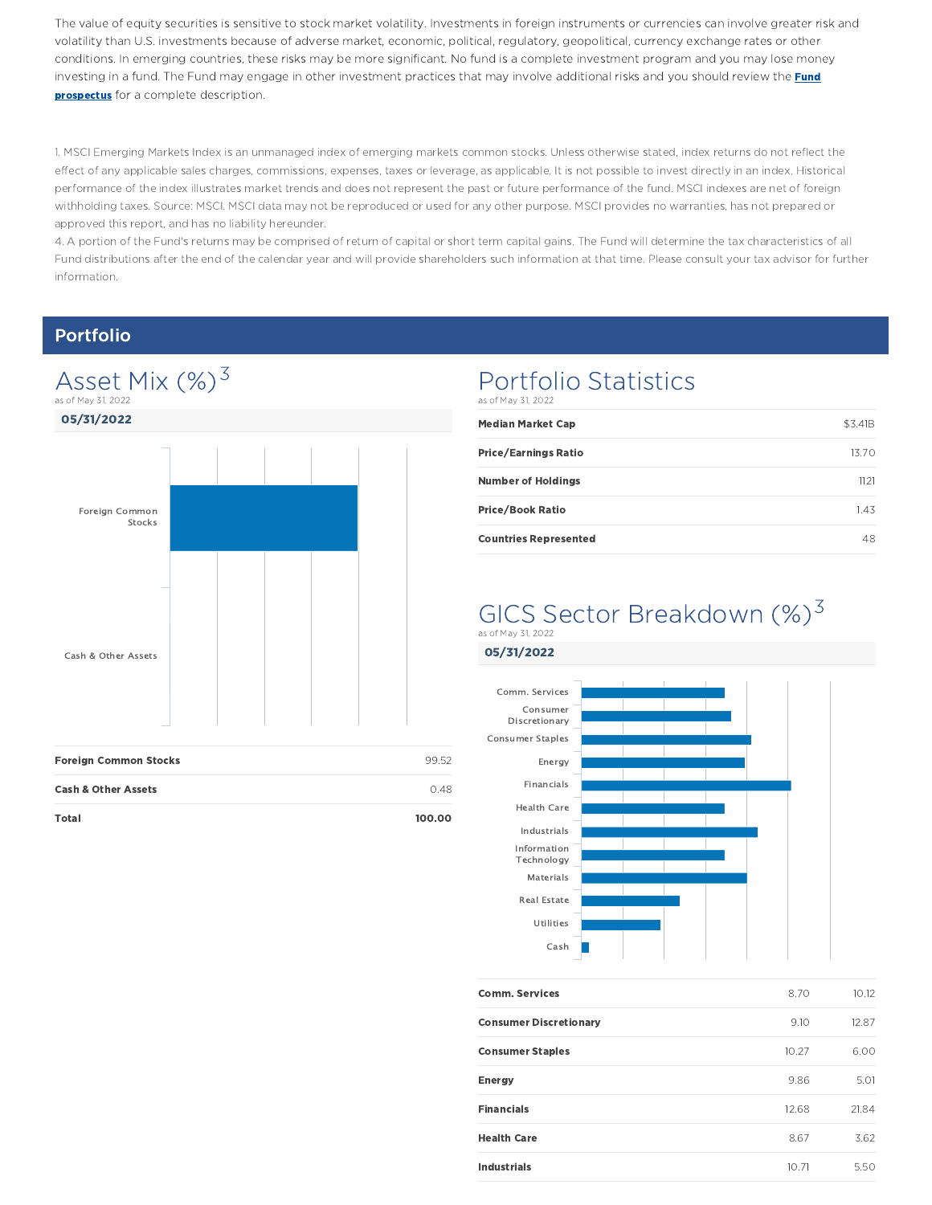The value of equity securities is sensitive to stock market volatility. Investments in foreign instruments or currencies can involve greater risk and volatility than U.S. investments because of adverse market, economic, political, regulatory, geopolitical, currency exchange rates or other conditions. In emerging countries, these risks may be more significant. No fund is a complete investment program and you may lose money investing in a fund. The Fund may engage in other investment practices that may involve additional risks and you should review the **Fund prospectus** for a complete description.

1. MSCI Emerging Markets Index is an unmanaged index of emerging markets common stocks. Unless otherwise stated, index returns do not reflect the effect of any applicable sales charges, commissions, expenses, taxes or leverage, as applicable. It is not possible to invest directly in an index. Historical performance of the index illustrates market trends and does not represent the past or future performance of the fund. MSCI indexes are net of foreign withholding taxes. Source: MSCI. MSCI data may not be reproduced or used for any other purpose. MSCI provides no warranties, has not prepared or approved this report, and has no liability hereunder.

4. A portion of the Fund's returns may be comprised of return of capital or short term capital gains. The Fund will determine the tax characteristics of all Fund distributions after the end of the calendar year and will provide shareholders such information at that time. Please consult your tax advisor for further information.

## Portfolio

### Asset Mix (%)[3]

as of May 31, 2022

**05/31/2022**

| | |
|---|---|
| **Foreign Common Stocks** | 99.52 |
| **Cash & Other Assets** | 0.48 |
| **Total** | **100.00** |

### Portfolio Statistics

as of May 31, 2022

| | |
|---|---|
| **Median Market Cap** | $3.41B |
| **Price/Earnings Ratio** | 13.70 |
| **Number of Holdings** | 1121 |
| **Price/Book Ratio** | 1.43 |
| **Countries Represented** | 48 |

### GICS Sector Breakdown (%)[3]

as of May 31, 2022

**05/31/2022**

| | | |
|---|---|---|
| **Comm. Services** | 8.70 | 10.12 |
| **Consumer Discretionary** | 9.10 | 12.87 |
| **Consumer Staples** | 10.27 | 6.00 |
| **Energy** | 9.86 | 5.01 |
| **Financials** | 12.68 | 21.84 |
| **Health Care** | 8.67 | 3.62 |
| **Industrials** | 10.71 | 5.50 |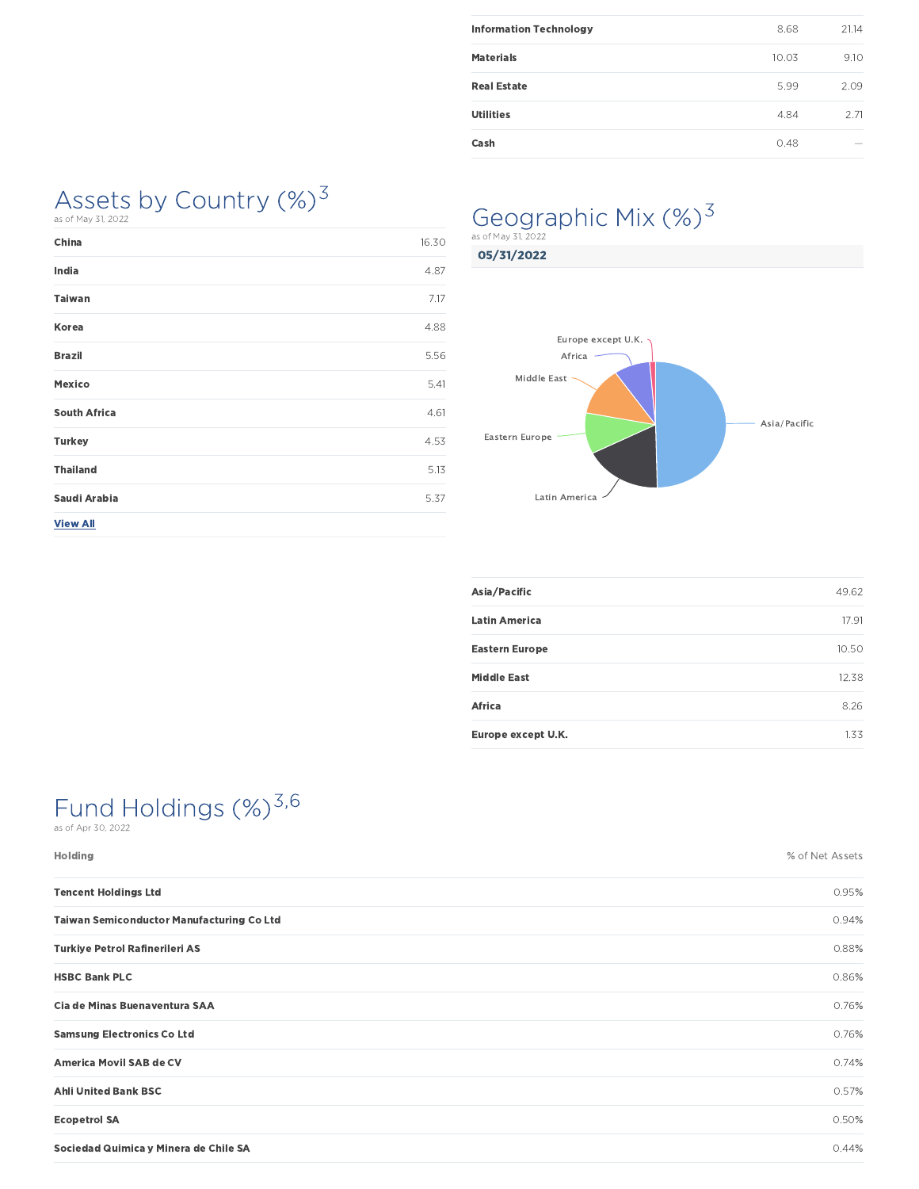| | | |
|---|---|---|
| **Information Technology** | 8.68 | 21.14 |
| **Materials** | 10.03 | 9.10 |
| **Real Estate** | 5.99 | 2.09 |
| **Utilities** | 4.84 | 2.71 |
| **Cash** | 0.48 | — |

## Assets by Country (%)[3]

as of May 31, 2022

| | |
|---|---|
| **China** | 16.30 |
| **India** | 4.87 |
| **Taiwan** | 7.17 |
| **Korea** | 4.88 |
| **Brazil** | 5.56 |
| **Mexico** | 5.41 |
| **South Africa** | 4.61 |
| **Turkey** | 4.53 |
| **Thailand** | 5.13 |
| **Saudi Arabia** | 5.37 |

**View All**

## Geographic Mix (%)[3]

as of May 31, 2022

**05/31/2022**

| | |
|---|---|
| **Asia/Pacific** | 49.62 |
| **Latin America** | 17.91 |
| **Eastern Europe** | 10.50 |
| **Middle East** | 12.38 |
| **Africa** | 8.26 |
| **Europe except U.K.** | 1.33 |

## Fund Holdings (%)[3,6]

as of Apr 30, 2022

| Holding | % of Net Assets |
|---|---|
| **Tencent Holdings Ltd** | 0.95% |
| **Taiwan Semiconductor Manufacturing Co Ltd** | 0.94% |
| **Turkiye Petrol Rafinerileri AS** | 0.88% |
| **HSBC Bank PLC** | 0.86% |
| **Cia de Minas Buenaventura SAA** | 0.76% |
| **Samsung Electronics Co Ltd** | 0.76% |
| **America Movil SAB de CV** | 0.74% |
| **Ahli United Bank BSC** | 0.57% |
| **Ecopetrol SA** | 0.50% |
| **Sociedad Quimica y Minera de Chile SA** | 0.44% |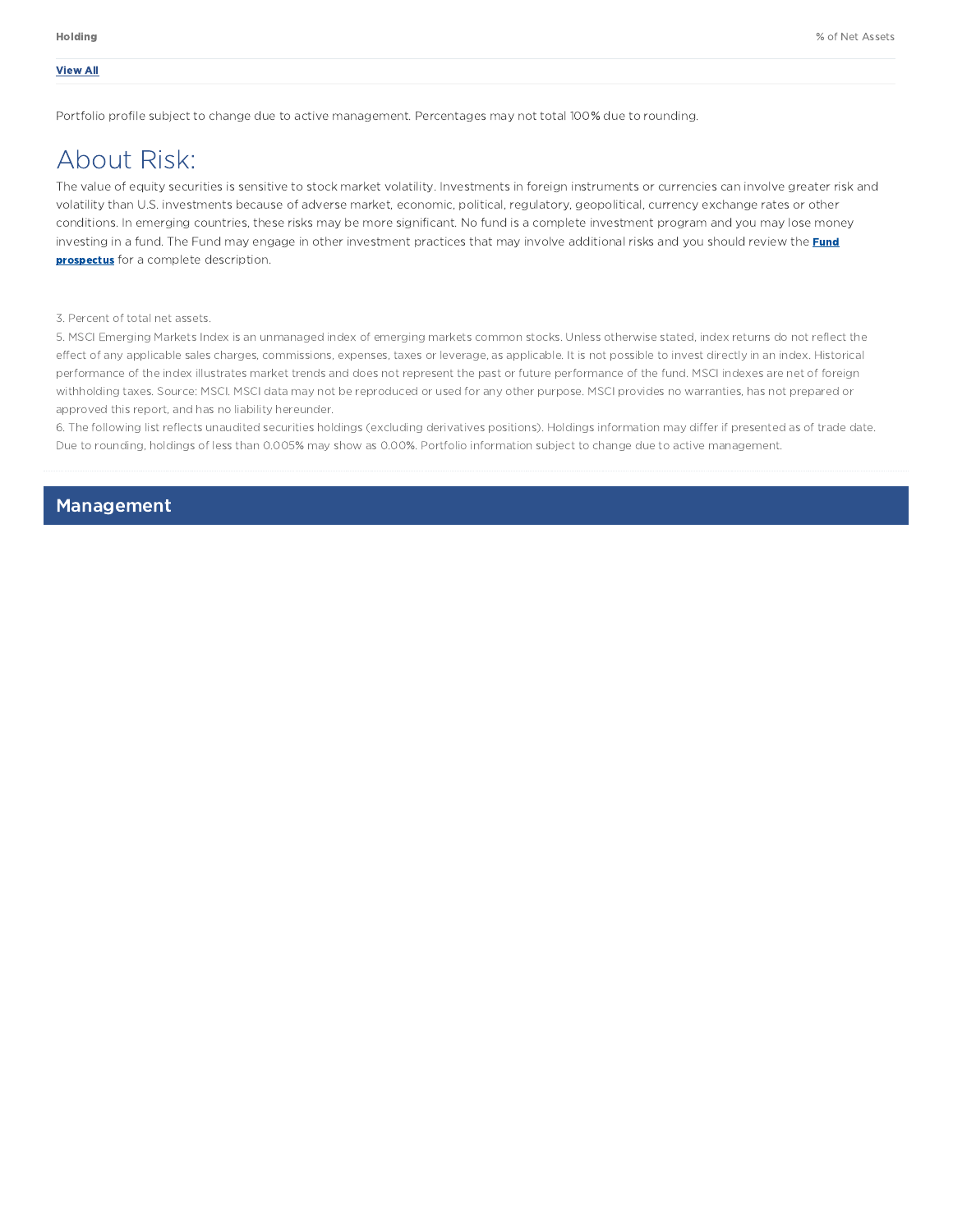| Holding | % of Net Assets |
| --- | --- |
| **View All** | |

Portfolio profile subject to change due to active management. Percentages may not total 100% due to rounding.

# About Risk:

The value of equity securities is sensitive to stock market volatility. Investments in foreign instruments or currencies can involve greater risk and volatility than U.S. investments because of adverse market, economic, political, regulatory, geopolitical, currency exchange rates or other conditions. In emerging countries, these risks may be more significant. No fund is a complete investment program and you may lose money investing in a fund. The Fund may engage in other investment practices that may involve additional risks and you should review the **Fund prospectus** for a complete description.

3. Percent of total net assets.

5. MSCI Emerging Markets Index is an unmanaged index of emerging markets common stocks. Unless otherwise stated, index returns do not reflect the effect of any applicable sales charges, commissions, expenses, taxes or leverage, as applicable. It is not possible to invest directly in an index. Historical performance of the index illustrates market trends and does not represent the past or future performance of the fund. MSCI indexes are net of foreign withholding taxes. Source: MSCI. MSCI data may not be reproduced or used for any other purpose. MSCI provides no warranties, has not prepared or approved this report, and has no liability hereunder.

6. The following list reflects unaudited securities holdings (excluding derivatives positions). Holdings information may differ if presented as of trade date. Due to rounding, holdings of less than 0.005% may show as 0.00%. Portfolio information subject to change due to active management.

## Management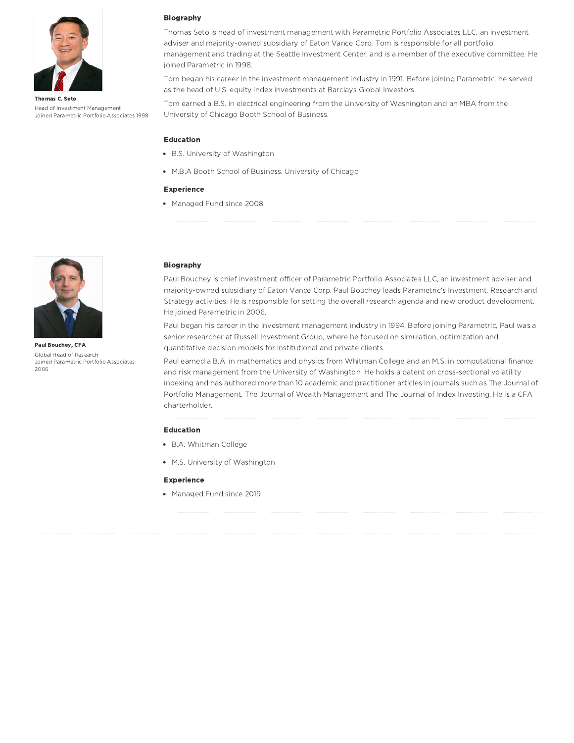**Thomas C. Seto**
Head of Investment Management
Joined Parametric Portfolio Associates 1998

### Biography

Thomas Seto is head of investment management with Parametric Portfolio Associates LLC, an investment adviser and majority-owned subsidiary of Eaton Vance Corp. Tom is responsible for all portfolio management and trading at the Seattle Investment Center, and is a member of the executive committee. He joined Parametric in 1998.

Tom began his career in the investment management industry in 1991. Before joining Parametric, he served as the head of U.S. equity index investments at Barclays Global Investors.

Tom earned a B.S. in electrical engineering from the University of Washington and an MBA from the University of Chicago Booth School of Business.

### Education

- B.S. University of Washington
- M.B.A Booth School of Business, University of Chicago

### Experience

- Managed Fund since 2008

**Paul Bouchey, CFA**
Global Head of Research
Joined Parametric Portfolio Associates 2006

### Biography

Paul Bouchey is chief investment officer of Parametric Portfolio Associates LLC, an investment adviser and majority-owned subsidiary of Eaton Vance Corp. Paul Bouchey leads Parametric's Investment, Research and Strategy activities. He is responsible for setting the overall research agenda and new product development. He joined Parametric in 2006.

Paul began his career in the investment management industry in 1994. Before joining Parametric, Paul was a senior researcher at Russell Investment Group, where he focused on simulation, optimization and quantitative decision models for institutional and private clients.

Paul earned a B.A. in mathematics and physics from Whitman College and an M.S. in computational finance and risk management from the University of Washington. He holds a patent on cross-sectional volatility indexing and has authored more than 10 academic and practitioner articles in journals such as The Journal of Portfolio Management, The Journal of Wealth Management and The Journal of Index Investing. He is a CFA charterholder.

### Education

- B.A. Whitman College
- M.S. University of Washington

### Experience

- Managed Fund since 2019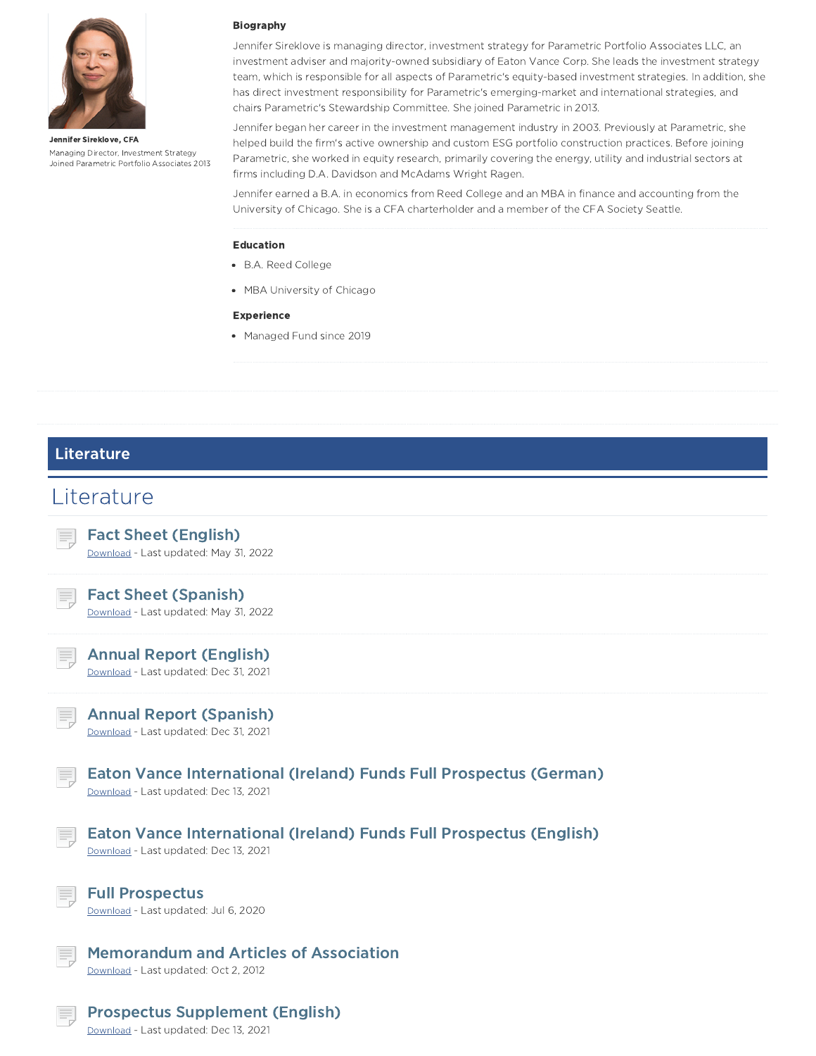Jennifer Sireklove, CFA
Managing Director, Investment Strategy
Joined Parametric Portfolio Associates 2013

**Biography**

Jennifer Sireklove is managing director, investment strategy for Parametric Portfolio Associates LLC, an investment adviser and majority-owned subsidiary of Eaton Vance Corp. She leads the investment strategy team, which is responsible for all aspects of Parametric's equity-based investment strategies. In addition, she has direct investment responsibility for Parametric's emerging-market and international strategies, and chairs Parametric's Stewardship Committee. She joined Parametric in 2013.

Jennifer began her career in the investment management industry in 2003. Previously at Parametric, she helped build the firm's active ownership and custom ESG portfolio construction practices. Before joining Parametric, she worked in equity research, primarily covering the energy, utility and industrial sectors at firms including D.A. Davidson and McAdams Wright Ragen.

Jennifer earned a B.A. in economics from Reed College and an MBA in finance and accounting from the University of Chicago. She is a CFA charterholder and a member of the CFA Society Seattle.

**Education**

- B.A. Reed College
- MBA University of Chicago

**Experience**

- Managed Fund since 2019

## Literature

# Literature

### Fact Sheet (English)
Download - Last updated: May 31, 2022

### Fact Sheet (Spanish)
Download - Last updated: May 31, 2022

### Annual Report (English)
Download - Last updated: Dec 31, 2021

### Annual Report (Spanish)
Download - Last updated: Dec 31, 2021

### Eaton Vance International (Ireland) Funds Full Prospectus (German)
Download - Last updated: Dec 13, 2021

### Eaton Vance International (Ireland) Funds Full Prospectus (English)
Download - Last updated: Dec 13, 2021

### Full Prospectus
Download - Last updated: Jul 6, 2020

### Memorandum and Articles of Association
Download - Last updated: Oct 2, 2012

### Prospectus Supplement (English)
Download - Last updated: Dec 13, 2021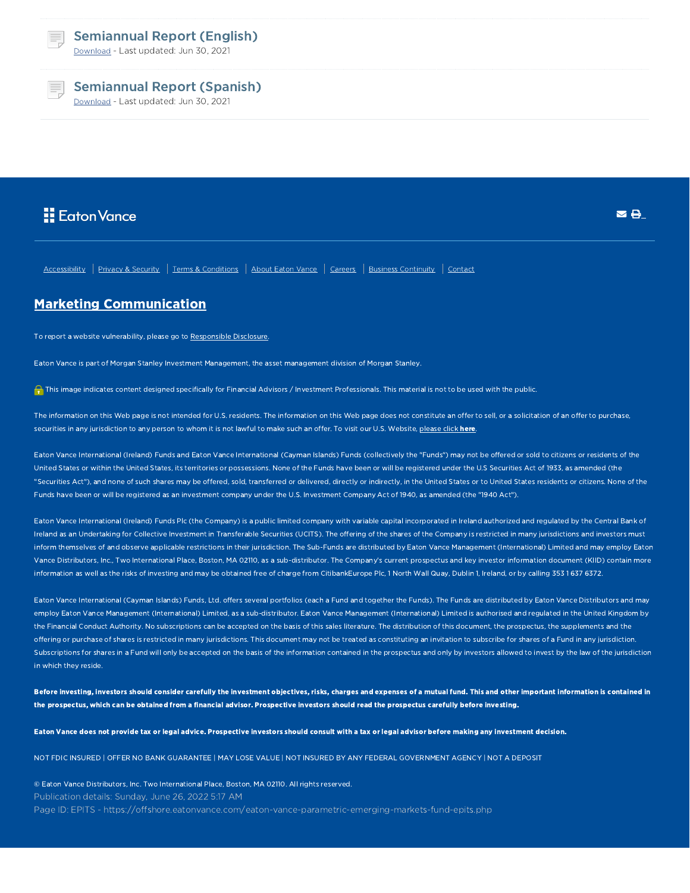### Semiannual Report (English)

Download - Last updated: Jun 30, 2021

### Semiannual Report (Spanish)

Download - Last updated: Jun 30, 2021

Eaton Vance

Accessibility | Privacy & Security | Terms & Conditions | About Eaton Vance | Careers | Business Continuity | Contact

## Marketing Communication

To report a website vulnerability, please go to Responsible Disclosure.

Eaton Vance is part of Morgan Stanley Investment Management, the asset management division of Morgan Stanley.

This image indicates content designed specifically for Financial Advisors / Investment Professionals. This material is not to be used with the public.

The information on this Web page is not intended for U.S. residents. The information on this Web page does not constitute an offer to sell, or a solicitation of an offer to purchase, securities in any jurisdiction to any person to whom it is not lawful to make such an offer. To visit our U.S. Website, please click **here**.

Eaton Vance International (Ireland) Funds and Eaton Vance International (Cayman Islands) Funds (collectively the "Funds") may not be offered or sold to citizens or residents of the United States or within the United States, its territories or possessions. None of the Funds have been or will be registered under the U.S Securities Act of 1933, as amended (the "Securities Act"), and none of such shares may be offered, sold, transferred or delivered, directly or indirectly, in the United States or to United States residents or citizens. None of the Funds have been or will be registered as an investment company under the U.S. Investment Company Act of 1940, as amended (the "1940 Act").

Eaton Vance International (Ireland) Funds Plc (the Company) is a public limited company with variable capital incorporated in Ireland authorized and regulated by the Central Bank of Ireland as an Undertaking for Collective Investment in Transferable Securities (UCITS). The offering of the shares of the Company is restricted in many jurisdictions and investors must inform themselves of and observe applicable restrictions in their jurisdiction. The Sub-Funds are distributed by Eaton Vance Management (International) Limited and may employ Eaton Vance Distributors, Inc., Two International Place, Boston, MA 02110, as a sub-distributor. The Company's current prospectus and key investor information document (KIID) contain more information as well as the risks of investing and may be obtained free of charge from CitibankEurope Plc, 1 North Wall Quay, Dublin 1, Ireland, or by calling 353 1 637 6372.

Eaton Vance International (Cayman Islands) Funds, Ltd. offers several portfolios (each a Fund and together the Funds). The Funds are distributed by Eaton Vance Distributors and may employ Eaton Vance Management (International) Limited, as a sub-distributor. Eaton Vance Management (International) Limited is authorised and regulated in the United Kingdom by the Financial Conduct Authority. No subscriptions can be accepted on the basis of this sales literature. The distribution of this document, the prospectus, the supplements and the offering or purchase of shares is restricted in many jurisdictions. This document may not be treated as constituting an invitation to subscribe for shares of a Fund in any jurisdiction. Subscriptions for shares in a Fund will only be accepted on the basis of the information contained in the prospectus and only by investors allowed to invest by the law of the jurisdiction in which they reside.

**Before investing, investors should consider carefully the investment objectives, risks, charges and expenses of a mutual fund. This and other important information is contained in the prospectus, which can be obtained from a financial advisor. Prospective investors should read the prospectus carefully before investing.**

**Eaton Vance does not provide tax or legal advice. Prospective investors should consult with a tax or legal advisor before making any investment decision.**

NOT FDIC INSURED | OFFER NO BANK GUARANTEE | MAY LOSE VALUE | NOT INSURED BY ANY FEDERAL GOVERNMENT AGENCY | NOT A DEPOSIT

© Eaton Vance Distributors, Inc. Two International Place, Boston, MA 02110. All rights reserved.
Publication details: Sunday, June 26, 2022 5:17 AM
Page ID: EPITS - https://offshore.eatonvance.com/eaton-vance-parametric-emerging-markets-fund-epits.php